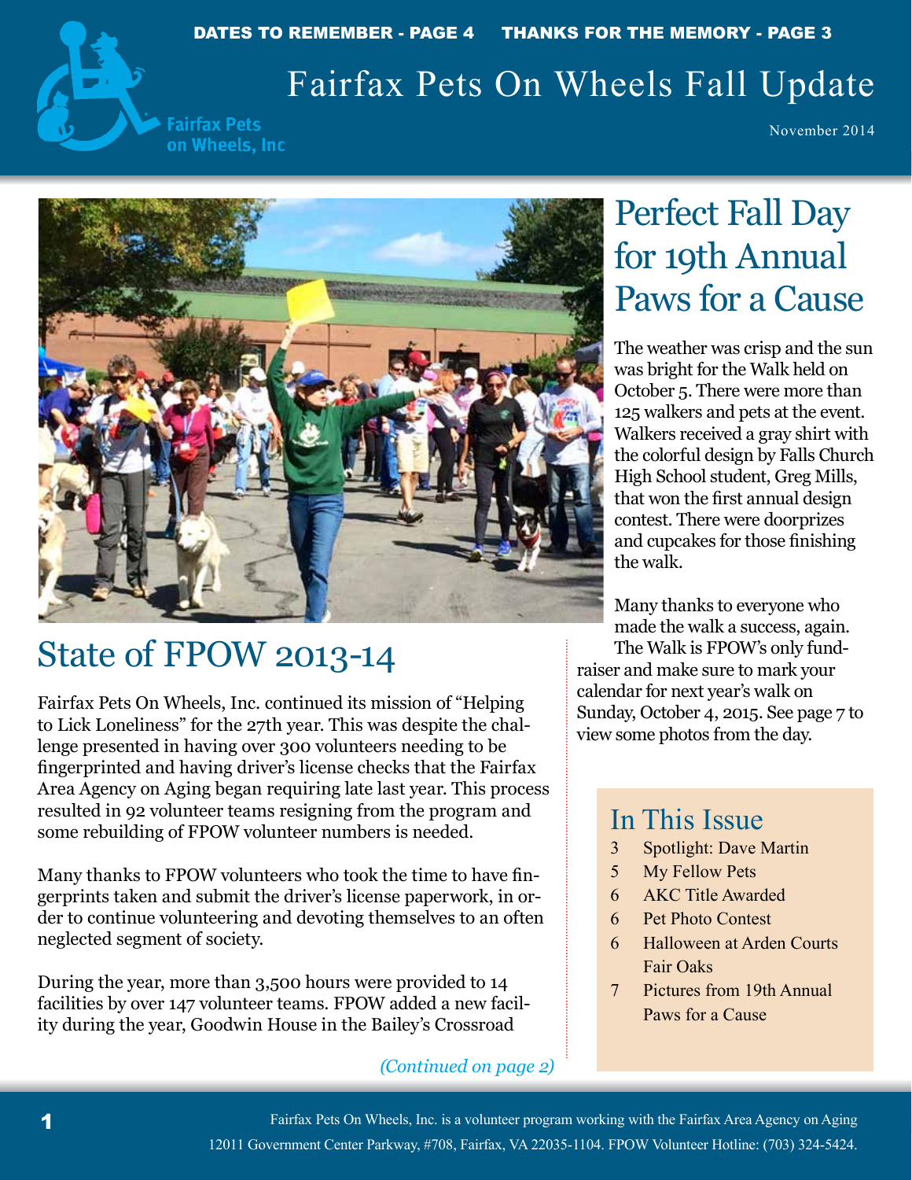DATES TO REMEMBER - PAGE 4 THANKS FOR THE MEMORY - PAGE 3

Fairfax Pets on Wheels, Inc

# Fairfax Pets On Wheels Fall Update

November 2014

## Perfect Fall Day for 19th Annual Paws for a Cause

The weather was crisp and the sun was bright for the Walk held on October 5. There were more than 125 walkers and pets at the event. Walkers received a gray shirt with the colorful design by Falls Church High School student, Greg Mills, that won the first annual design contest. There were doorprizes and cupcakes for those finishing the walk.

Many thanks to everyone who made the walk a success, again. The Walk is FPOW's only fundraiser and make sure to mark your calendar for next year's walk on Sunday, October 4, 2015. See page 7 to view some photos from the day.

## State of FPOW 2013-14

Fairfax Pets On Wheels, Inc. continued its mission of "Helping to Lick Loneliness" for the 27th year. This was despite the challenge presented in having over 300 volunteers needing to be fingerprinted and having driver's license checks that the Fairfax Area Agency on Aging began requiring late last year. This process resulted in 92 volunteer teams resigning from the program and some rebuilding of FPOW volunteer numbers is needed.

Many thanks to FPOW volunteers who took the time to have fingerprints taken and submit the driver's license paperwork, in order to continue volunteering and devoting themselves to an often neglected segment of society.

During the year, more than 3,500 hours were provided to 14 facilities by over 147 volunteer teams. FPOW added a new facility during the year, Goodwin House in the Bailey's Crossroad

*(Continued on page 2)*

## In This Issue

- 3 Spotlight: Dave Martin
- 5 My Fellow Pets
- 6 AKC Title Awarded
- 6 Pet Photo Contest
- 6 Halloween at Arden Courts Fair Oaks
- 7 Pictures from 19th Annual Paws for a Cause

Fairfax Pets On Wheels, Inc. is a volunteer program working with the Fairfax Area Agency on Aging 12011 Government Center Parkway, #708, Fairfax, VA 22035-1104. FPOW Volunteer Hotline: (703) 324-5424.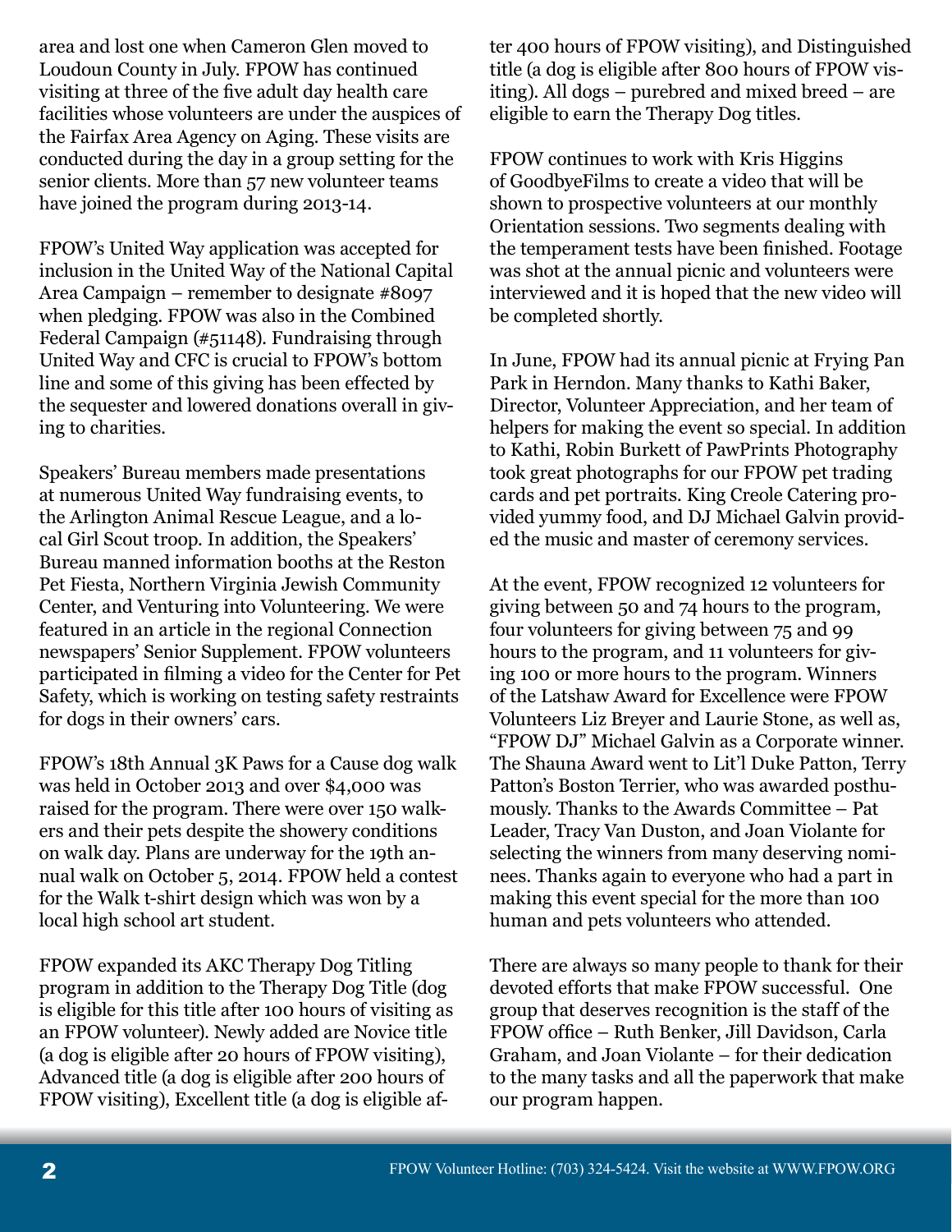area and lost one when Cameron Glen moved to Loudoun County in July. FPOW has continued visiting at three of the five adult day health care facilities whose volunteers are under the auspices of the Fairfax Area Agency on Aging. These visits are conducted during the day in a group setting for the senior clients. More than 57 new volunteer teams have joined the program during 2013-14.

FPOW's United Way application was accepted for inclusion in the United Way of the National Capital Area Campaign – remember to designate #8097 when pledging. FPOW was also in the Combined Federal Campaign (#51148). Fundraising through United Way and CFC is crucial to FPOW's bottom line and some of this giving has been effected by the sequester and lowered donations overall in giving to charities.

Speakers' Bureau members made presentations at numerous United Way fundraising events, to the Arlington Animal Rescue League, and a local Girl Scout troop. In addition, the Speakers' Bureau manned information booths at the Reston Pet Fiesta, Northern Virginia Jewish Community Center, and Venturing into Volunteering. We were featured in an article in the regional Connection newspapers' Senior Supplement. FPOW volunteers participated in filming a video for the Center for Pet Safety, which is working on testing safety restraints for dogs in their owners' cars.

FPOW's 18th Annual 3K Paws for a Cause dog walk was held in October 2013 and over $4,000 was raised for the program. There were over 150 walkers and their pets despite the showery conditions on walk day. Plans are underway for the 19th annual walk on October 5, 2014. FPOW held a contest for the Walk t-shirt design which was won by a local high school art student.

FPOW expanded its AKC Therapy Dog Titling program in addition to the Therapy Dog Title (dog is eligible for this title after 100 hours of visiting as an FPOW volunteer). Newly added are Novice title (a dog is eligible after 20 hours of FPOW visiting), Advanced title (a dog is eligible after 200 hours of FPOW visiting), Excellent title (a dog is eligible after 400 hours of FPOW visiting), and Distinguished title (a dog is eligible after 800 hours of FPOW visiting). All dogs – purebred and mixed breed – are eligible to earn the Therapy Dog titles.

FPOW continues to work with Kris Higgins of GoodbyeFilms to create a video that will be shown to prospective volunteers at our monthly Orientation sessions. Two segments dealing with the temperament tests have been finished. Footage was shot at the annual picnic and volunteers were interviewed and it is hoped that the new video will be completed shortly.

In June, FPOW had its annual picnic at Frying Pan Park in Herndon. Many thanks to Kathi Baker, Director, Volunteer Appreciation, and her team of helpers for making the event so special. In addition to Kathi, Robin Burkett of PawPrints Photography took great photographs for our FPOW pet trading cards and pet portraits. King Creole Catering provided yummy food, and DJ Michael Galvin provided the music and master of ceremony services.

At the event, FPOW recognized 12 volunteers for giving between 50 and 74 hours to the program, four volunteers for giving between 75 and 99 hours to the program, and 11 volunteers for giving 100 or more hours to the program. Winners of the Latshaw Award for Excellence were FPOW Volunteers Liz Breyer and Laurie Stone, as well as, "FPOW DJ" Michael Galvin as a Corporate winner. The Shauna Award went to Lit'l Duke Patton, Terry Patton's Boston Terrier, who was awarded posthumously. Thanks to the Awards Committee – Pat Leader, Tracy Van Duston, and Joan Violante for selecting the winners from many deserving nominees. Thanks again to everyone who had a part in making this event special for the more than 100 human and pets volunteers who attended.

There are always so many people to thank for their devoted efforts that make FPOW successful. One group that deserves recognition is the staff of the FPOW office – Ruth Benker, Jill Davidson, Carla Graham, and Joan Violante – for their dedication to the many tasks and all the paperwork that make our program happen.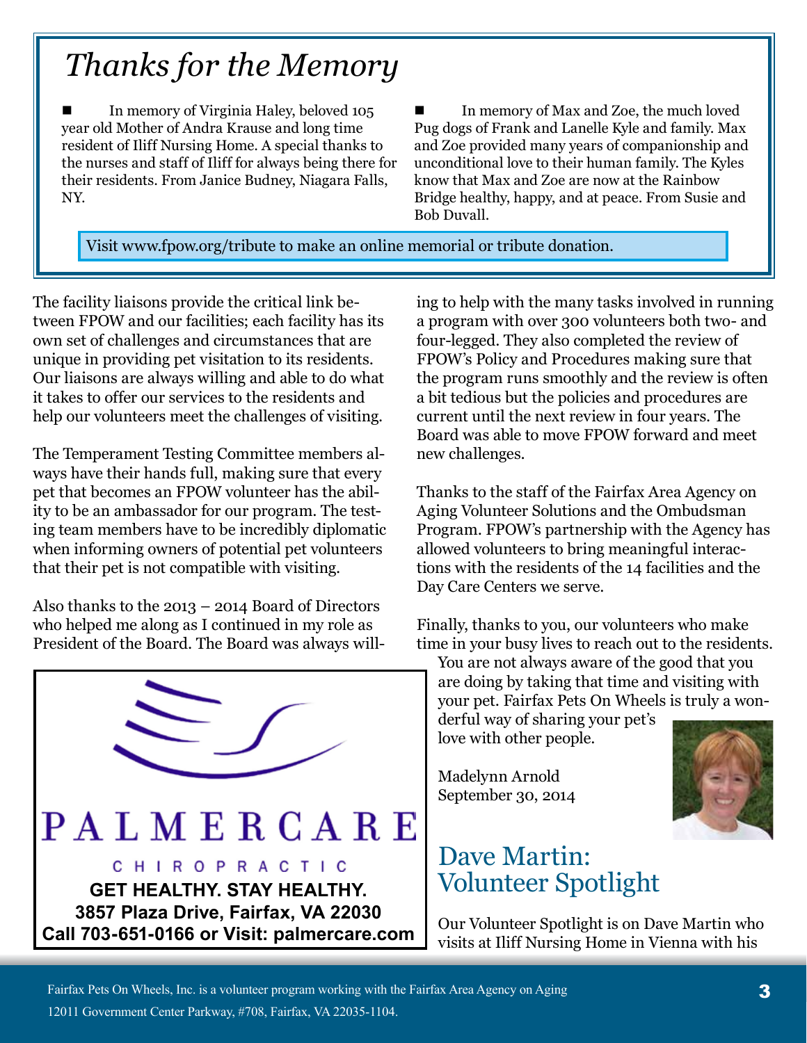## *Thanks for the Memory*

- In memory of Virginia Haley, beloved 105 year old Mother of Andra Krause and long time resident of Iliff Nursing Home. A special thanks to the nurses and staff of Iliff for always being there for their residents. From Janice Budney, Niagara Falls, NY.

- In memory of Max and Zoe, the much loved Pug dogs of Frank and Lanelle Kyle and family. Max and Zoe provided many years of companionship and unconditional love to their human family. The Kyles know that Max and Zoe are now at the Rainbow Bridge healthy, happy, and at peace. From Susie and Bob Duvall.

Visit www.fpow.org/tribute to make an online memorial or tribute donation.

The facility liaisons provide the critical link between FPOW and our facilities; each facility has its own set of challenges and circumstances that are unique in providing pet visitation to its residents. Our liaisons are always willing and able to do what it takes to offer our services to the residents and help our volunteers meet the challenges of visiting.

The Temperament Testing Committee members always have their hands full, making sure that every pet that becomes an FPOW volunteer has the ability to be an ambassador for our program. The testing team members have to be incredibly diplomatic when informing owners of potential pet volunteers that their pet is not compatible with visiting.

Also thanks to the 2013 – 2014 Board of Directors who helped me along as I continued in my role as President of the Board. The Board was always willing to help with the many tasks involved in running a program with over 300 volunteers both two- and four-legged. They also completed the review of FPOW's Policy and Procedures making sure that the program runs smoothly and the review is often a bit tedious but the policies and procedures are current until the next review in four years. The Board was able to move FPOW forward and meet new challenges.

Thanks to the staff of the Fairfax Area Agency on Aging Volunteer Solutions and the Ombudsman Program. FPOW's partnership with the Agency has allowed volunteers to bring meaningful interactions with the residents of the 14 facilities and the Day Care Centers we serve.

Finally, thanks to you, our volunteers who make time in your busy lives to reach out to the residents. You are not always aware of the good that you are doing by taking that time and visiting with your pet. Fairfax Pets On Wheels is truly a wonderful way of sharing your pet's love with other people.

Madelynn Arnold
September 30, 2014

PALMERCARE
CHIROPRACTIC
**GET HEALTHY. STAY HEALTHY.**
**3857 Plaza Drive, Fairfax, VA 22030**
**Call 703-651-0166 or Visit: palmercare.com**

## Dave Martin: Volunteer Spotlight

Our Volunteer Spotlight is on Dave Martin who visits at Iliff Nursing Home in Vienna with his

Fairfax Pets On Wheels, Inc. is a volunteer program working with the Fairfax Area Agency on Aging
12011 Government Center Parkway, #708, Fairfax, VA 22035-1104.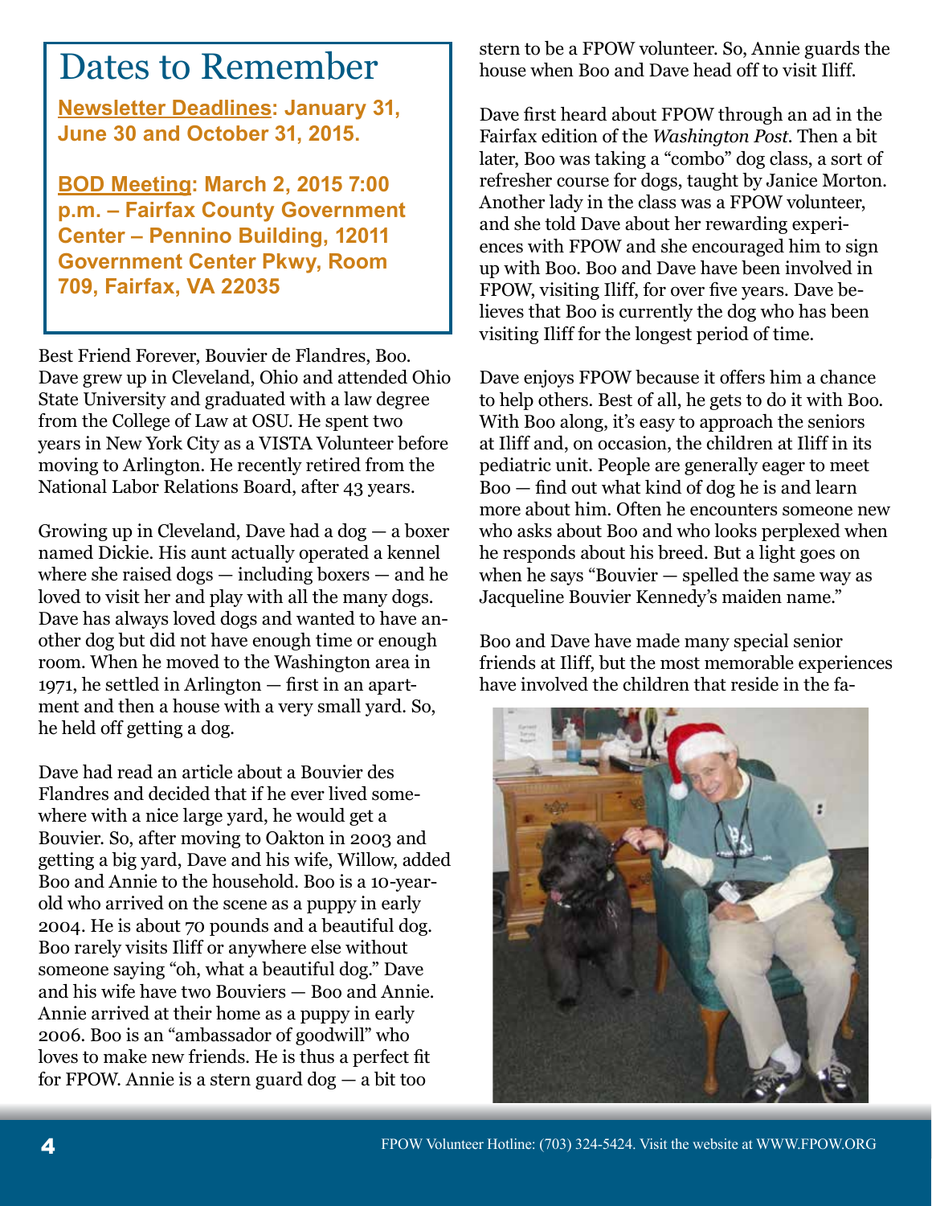## Dates to Remember

**Newsletter Deadlines: January 31, June 30 and October 31, 2015.**

**BOD Meeting: March 2, 2015 7:00 p.m. – Fairfax County Government Center – Pennino Building, 12011 Government Center Pkwy, Room 709, Fairfax, VA 22035**

Best Friend Forever, Bouvier de Flandres, Boo. Dave grew up in Cleveland, Ohio and attended Ohio State University and graduated with a law degree from the College of Law at OSU. He spent two years in New York City as a VISTA Volunteer before moving to Arlington. He recently retired from the National Labor Relations Board, after 43 years.

Growing up in Cleveland, Dave had a dog — a boxer named Dickie. His aunt actually operated a kennel where she raised dogs — including boxers — and he loved to visit her and play with all the many dogs. Dave has always loved dogs and wanted to have another dog but did not have enough time or enough room. When he moved to the Washington area in 1971, he settled in Arlington — first in an apartment and then a house with a very small yard. So, he held off getting a dog.

Dave had read an article about a Bouvier des Flandres and decided that if he ever lived somewhere with a nice large yard, he would get a Bouvier. So, after moving to Oakton in 2003 and getting a big yard, Dave and his wife, Willow, added Boo and Annie to the household. Boo is a 10-year-old who arrived on the scene as a puppy in early 2004. He is about 70 pounds and a beautiful dog. Boo rarely visits Iliff or anywhere else without someone saying "oh, what a beautiful dog." Dave and his wife have two Bouviers — Boo and Annie. Annie arrived at their home as a puppy in early 2006. Boo is an "ambassador of goodwill" who loves to make new friends. He is thus a perfect fit for FPOW. Annie is a stern guard dog — a bit too stern to be a FPOW volunteer. So, Annie guards the house when Boo and Dave head off to visit Iliff.

Dave first heard about FPOW through an ad in the Fairfax edition of the *Washington Post*. Then a bit later, Boo was taking a "combo" dog class, a sort of refresher course for dogs, taught by Janice Morton. Another lady in the class was a FPOW volunteer, and she told Dave about her rewarding experiences with FPOW and she encouraged him to sign up with Boo. Boo and Dave have been involved in FPOW, visiting Iliff, for over five years. Dave believes that Boo is currently the dog who has been visiting Iliff for the longest period of time.

Dave enjoys FPOW because it offers him a chance to help others. Best of all, he gets to do it with Boo. With Boo along, it's easy to approach the seniors at Iliff and, on occasion, the children at Iliff in its pediatric unit. People are generally eager to meet Boo — find out what kind of dog he is and learn more about him. Often he encounters someone new who asks about Boo and who looks perplexed when he responds about his breed. But a light goes on when he says "Bouvier — spelled the same way as Jacqueline Bouvier Kennedy's maiden name."

Boo and Dave have made many special senior friends at Iliff, but the most memorable experiences have involved the children that reside in the fa-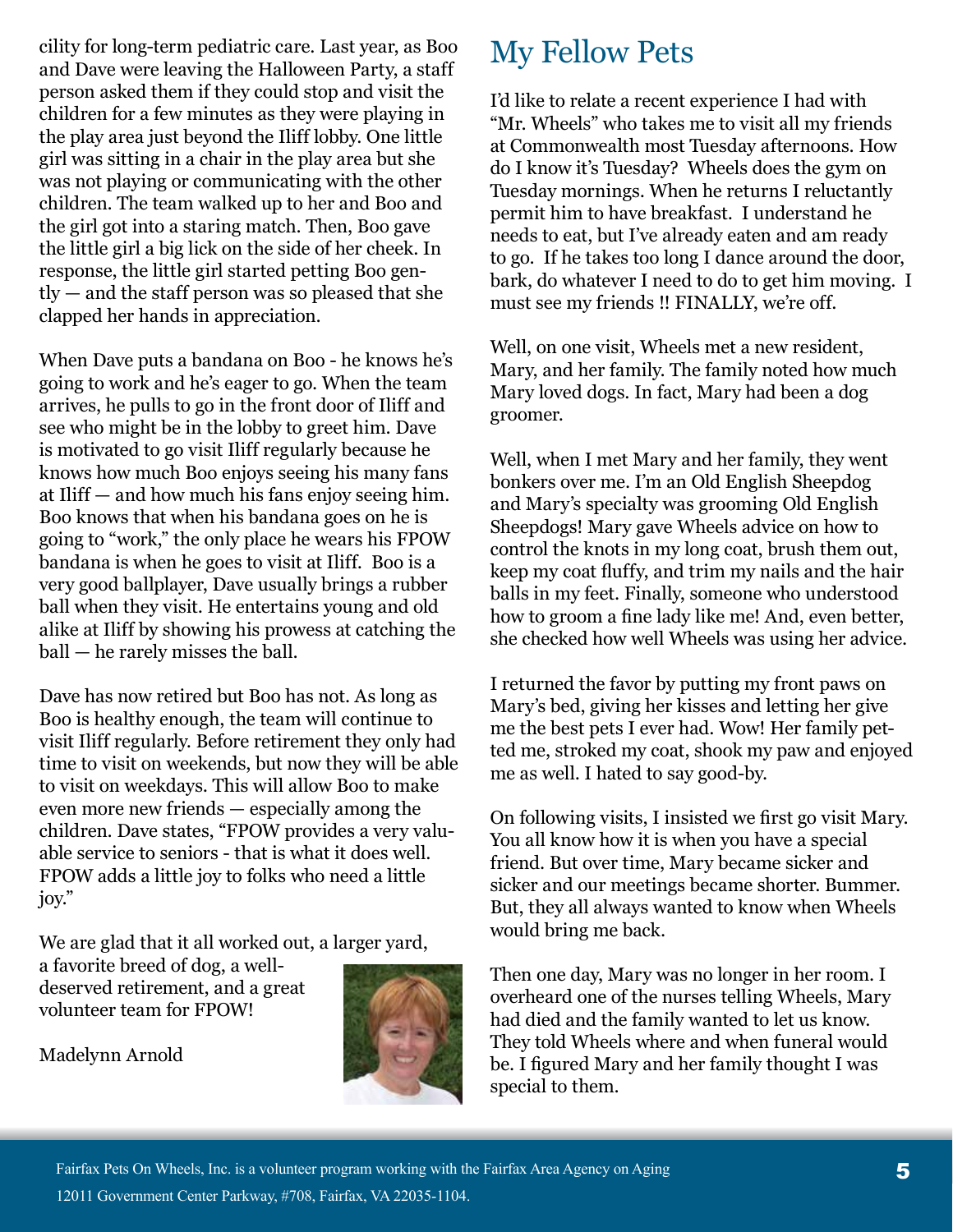cility for long-term pediatric care. Last year, as Boo and Dave were leaving the Halloween Party, a staff person asked them if they could stop and visit the children for a few minutes as they were playing in the play area just beyond the Iliff lobby. One little girl was sitting in a chair in the play area but she was not playing or communicating with the other children. The team walked up to her and Boo and the girl got into a staring match. Then, Boo gave the little girl a big lick on the side of her cheek. In response, the little girl started petting Boo gently — and the staff person was so pleased that she clapped her hands in appreciation.

When Dave puts a bandana on Boo - he knows he's going to work and he's eager to go. When the team arrives, he pulls to go in the front door of Iliff and see who might be in the lobby to greet him. Dave is motivated to go visit Iliff regularly because he knows how much Boo enjoys seeing his many fans at Iliff — and how much his fans enjoy seeing him. Boo knows that when his bandana goes on he is going to "work," the only place he wears his FPOW bandana is when he goes to visit at Iliff. Boo is a very good ballplayer, Dave usually brings a rubber ball when they visit. He entertains young and old alike at Iliff by showing his prowess at catching the ball — he rarely misses the ball.

Dave has now retired but Boo has not. As long as Boo is healthy enough, the team will continue to visit Iliff regularly. Before retirement they only had time to visit on weekends, but now they will be able to visit on weekdays. This will allow Boo to make even more new friends — especially among the children. Dave states, "FPOW provides a very valuable service to seniors - that is what it does well. FPOW adds a little joy to folks who need a little joy."

We are glad that it all worked out, a larger yard, a favorite breed of dog, a well-deserved retirement, and a great volunteer team for FPOW!

Madelynn Arnold

## My Fellow Pets

I'd like to relate a recent experience I had with "Mr. Wheels" who takes me to visit all my friends at Commonwealth most Tuesday afternoons. How do I know it's Tuesday? Wheels does the gym on Tuesday mornings. When he returns I reluctantly permit him to have breakfast. I understand he needs to eat, but I've already eaten and am ready to go. If he takes too long I dance around the door, bark, do whatever I need to do to get him moving. I must see my friends !! FINALLY, we're off.

Well, on one visit, Wheels met a new resident, Mary, and her family. The family noted how much Mary loved dogs. In fact, Mary had been a dog groomer.

Well, when I met Mary and her family, they went bonkers over me. I'm an Old English Sheepdog and Mary's specialty was grooming Old English Sheepdogs! Mary gave Wheels advice on how to control the knots in my long coat, brush them out, keep my coat fluffy, and trim my nails and the hair balls in my feet. Finally, someone who understood how to groom a fine lady like me! And, even better, she checked how well Wheels was using her advice.

I returned the favor by putting my front paws on Mary's bed, giving her kisses and letting her give me the best pets I ever had. Wow! Her family petted me, stroked my coat, shook my paw and enjoyed me as well. I hated to say good-by.

On following visits, I insisted we first go visit Mary. You all know how it is when you have a special friend. But over time, Mary became sicker and sicker and our meetings became shorter. Bummer. But, they all always wanted to know when Wheels would bring me back.

Then one day, Mary was no longer in her room. I overheard one of the nurses telling Wheels, Mary had died and the family wanted to let us know. They told Wheels where and when funeral would be. I figured Mary and her family thought I was special to them.

Fairfax Pets On Wheels, Inc. is a volunteer program working with the Fairfax Area Agency on Aging
12011 Government Center Parkway, #708, Fairfax, VA 22035-1104.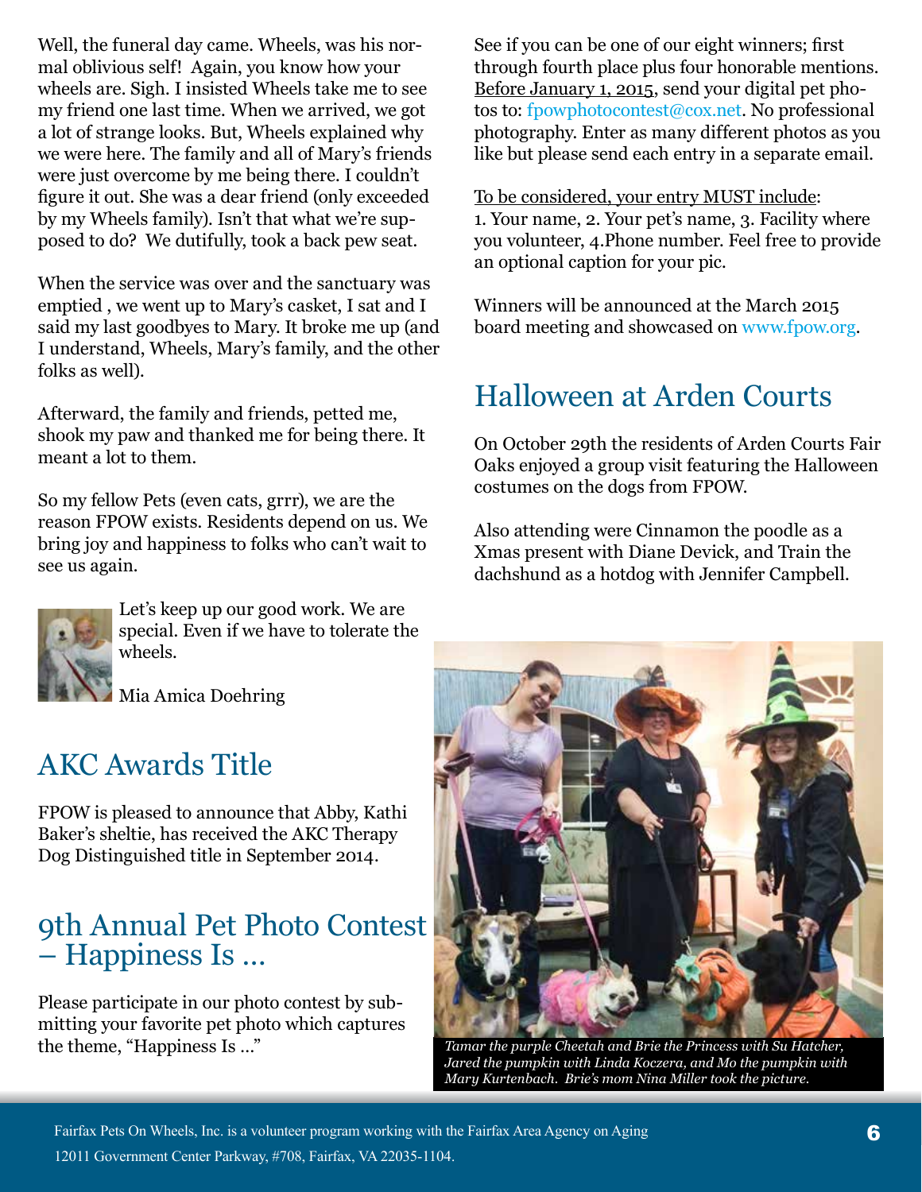Well, the funeral day came. Wheels, was his normal oblivious self! Again, you know how your wheels are. Sigh. I insisted Wheels take me to see my friend one last time. When we arrived, we got a lot of strange looks. But, Wheels explained why we were here. The family and all of Mary's friends were just overcome by me being there. I couldn't figure it out. She was a dear friend (only exceeded by my Wheels family). Isn't that what we're supposed to do? We dutifully, took a back pew seat.

When the service was over and the sanctuary was emptied , we went up to Mary's casket, I sat and I said my last goodbyes to Mary. It broke me up (and I understand, Wheels, Mary's family, and the other folks as well).

Afterward, the family and friends, petted me, shook my paw and thanked me for being there. It meant a lot to them.

So my fellow Pets (even cats, grrr), we are the reason FPOW exists. Residents depend on us. We bring joy and happiness to folks who can't wait to see us again.

Let's keep up our good work. We are special. Even if we have to tolerate the wheels.

Mia Amica Doehring

## AKC Awards Title

FPOW is pleased to announce that Abby, Kathi Baker's sheltie, has received the AKC Therapy Dog Distinguished title in September 2014.

## 9th Annual Pet Photo Contest – Happiness Is ...

Please participate in our photo contest by submitting your favorite pet photo which captures the theme, "Happiness Is ..."

See if you can be one of our eight winners; first through fourth place plus four honorable mentions. Before January 1, 2015, send your digital pet photos to: fpowphotocontest@cox.net. No professional photography. Enter as many different photos as you like but please send each entry in a separate email.

To be considered, your entry MUST include:
1. Your name, 2. Your pet's name, 3. Facility where you volunteer, 4.Phone number. Feel free to provide an optional caption for your pic.

Winners will be announced at the March 2015 board meeting and showcased on www.fpow.org.

## Halloween at Arden Courts

On October 29th the residents of Arden Courts Fair Oaks enjoyed a group visit featuring the Halloween costumes on the dogs from FPOW.

Also attending were Cinnamon the poodle as a Xmas present with Diane Devick, and Train the dachshund as a hotdog with Jennifer Campbell.

*Tamar the purple Cheetah and Brie the Princess with Su Hatcher, Jared the pumpkin with Linda Koczera, and Mo the pumpkin with Mary Kurtenbach. Brie's mom Nina Miller took the picture.*

Fairfax Pets On Wheels, Inc. is a volunteer program working with the Fairfax Area Agency on Aging
12011 Government Center Parkway, #708, Fairfax, VA 22035-1104.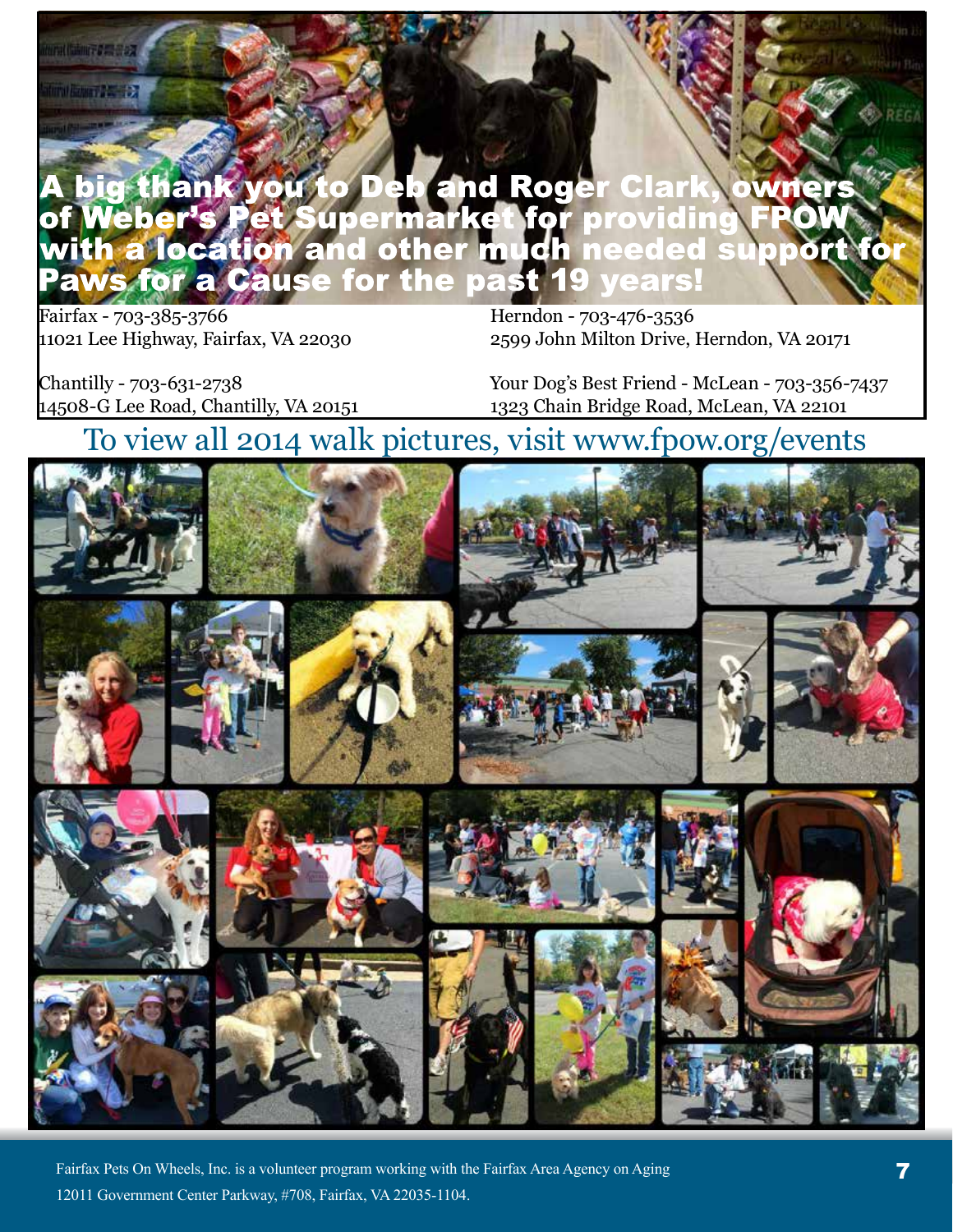**A big thank you to Deb and Roger Clark, owners of Weber's Pet Supermarket for providing FPOW with a location and other much needed support for Paws for a Cause for the past 19 years!**

Fairfax - 703-385-3766
11021 Lee Highway, Fairfax, VA 22030

Herndon - 703-476-3536
2599 John Milton Drive, Herndon, VA 20171

Chantilly - 703-631-2738
14508-G Lee Road, Chantilly, VA 20151

Your Dog's Best Friend - McLean - 703-356-7437
1323 Chain Bridge Road, McLean, VA 22101

## To view all 2014 walk pictures, visit www.fpow.org/events

Fairfax Pets On Wheels, Inc. is a volunteer program working with the Fairfax Area Agency on Aging
12011 Government Center Parkway, #708, Fairfax, VA 22035-1104.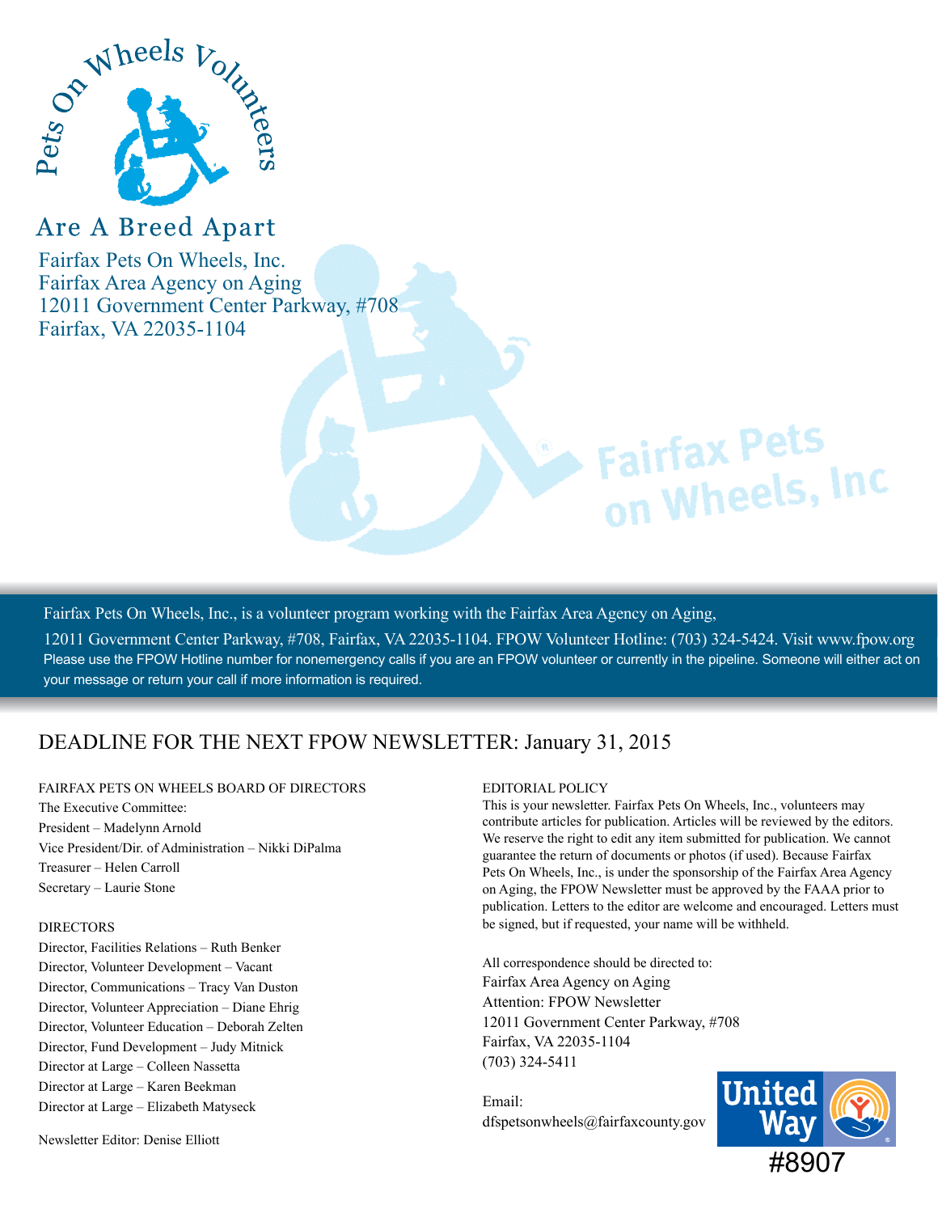Pets On Wheels Volunteers

Are A Breed Apart

Fairfax Pets On Wheels, Inc.
Fairfax Area Agency on Aging
12011 Government Center Parkway, #708
Fairfax, VA 22035-1104

Fairfax Pets on Wheels, Inc

Fairfax Pets On Wheels, Inc., is a volunteer program working with the Fairfax Area Agency on Aging, 12011 Government Center Parkway, #708, Fairfax, VA 22035-1104. FPOW Volunteer Hotline: (703) 324-5424. Visit www.fpow.org

Please use the FPOW Hotline number for nonemergency calls if you are an FPOW volunteer or currently in the pipeline. Someone will either act on your message or return your call if more information is required.

## DEADLINE FOR THE NEXT FPOW NEWSLETTER: January 31, 2015

FAIRFAX PETS ON WHEELS BOARD OF DIRECTORS

The Executive Committee:
President – Madelynn Arnold
Vice President/Dir. of Administration – Nikki DiPalma
Treasurer – Helen Carroll
Secretary – Laurie Stone

DIRECTORS

Director, Facilities Relations – Ruth Benker
Director, Volunteer Development – Vacant
Director, Communications – Tracy Van Duston
Director, Volunteer Appreciation – Diane Ehrig
Director, Volunteer Education – Deborah Zelten
Director, Fund Development – Judy Mitnick
Director at Large – Colleen Nassetta
Director at Large – Karen Beekman
Director at Large – Elizabeth Matyseck

Newsletter Editor: Denise Elliott

EDITORIAL POLICY

This is your newsletter. Fairfax Pets On Wheels, Inc., volunteers may contribute articles for publication. Articles will be reviewed by the editors. We reserve the right to edit any item submitted for publication. We cannot guarantee the return of documents or photos (if used). Because Fairfax Pets On Wheels, Inc., is under the sponsorship of the Fairfax Area Agency on Aging, the FPOW Newsletter must be approved by the FAAA prior to publication. Letters to the editor are welcome and encouraged. Letters must be signed, but if requested, your name will be withheld.

All correspondence should be directed to:
Fairfax Area Agency on Aging
Attention: FPOW Newsletter
12011 Government Center Parkway, #708
Fairfax, VA 22035-1104
(703) 324-5411

Email:
dfspetsonwheels@fairfaxcounty.gov

United Way
#8907